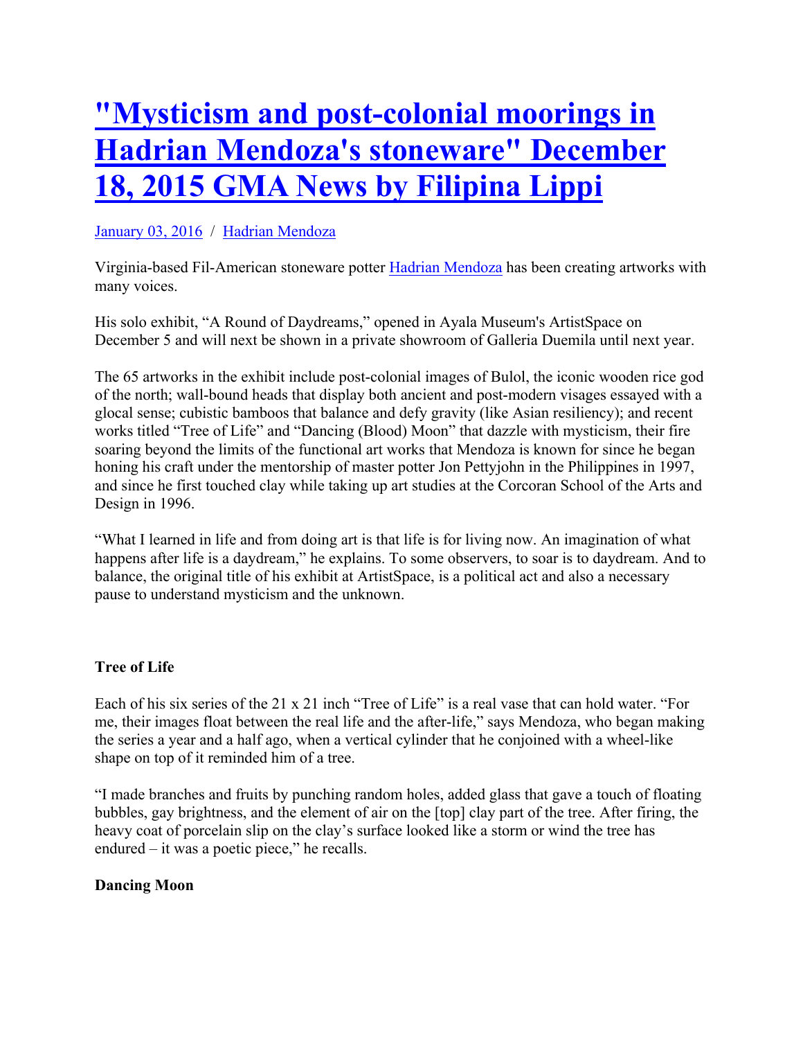# "Mysticism and post-colonial moorings in Hadrian Mendoza's stoneware" December 18, 2015 GMA News by Filipina Lippi

January 03, 2016 / Hadrian Mendoza

Virginia-based Fil-American stoneware potter Hadrian Mendoza has been creating artworks with many voices.

His solo exhibit, "A Round of Daydreams," opened in Ayala Museum's ArtistSpace on December 5 and will next be shown in a private showroom of Galleria Duemila until next year.

The 65 artworks in the exhibit include post-colonial images of Bulol, the iconic wooden rice god of the north; wall-bound heads that display both ancient and post-modern visages essayed with a glocal sense; cubistic bamboos that balance and defy gravity (like Asian resiliency); and recent works titled "Tree of Life" and "Dancing (Blood) Moon" that dazzle with mysticism, their fire soaring beyond the limits of the functional art works that Mendoza is known for since he began honing his craft under the mentorship of master potter Jon Pettyjohn in the Philippines in 1997, and since he first touched clay while taking up art studies at the Corcoran School of the Arts and Design in 1996.

"What I learned in life and from doing art is that life is for living now. An imagination of what happens after life is a daydream," he explains. To some observers, to soar is to daydream. And to balance, the original title of his exhibit at ArtistSpace, is a political act and also a necessary pause to understand mysticism and the unknown.

**Tree of Life**

Each of his six series of the 21 x 21 inch "Tree of Life" is a real vase that can hold water. "For me, their images float between the real life and the after-life," says Mendoza, who began making the series a year and a half ago, when a vertical cylinder that he conjoined with a wheel-like shape on top of it reminded him of a tree.

"I made branches and fruits by punching random holes, added glass that gave a touch of floating bubbles, gay brightness, and the element of air on the [top] clay part of the tree. After firing, the heavy coat of porcelain slip on the clay's surface looked like a storm or wind the tree has endured – it was a poetic piece," he recalls.

**Dancing Moon**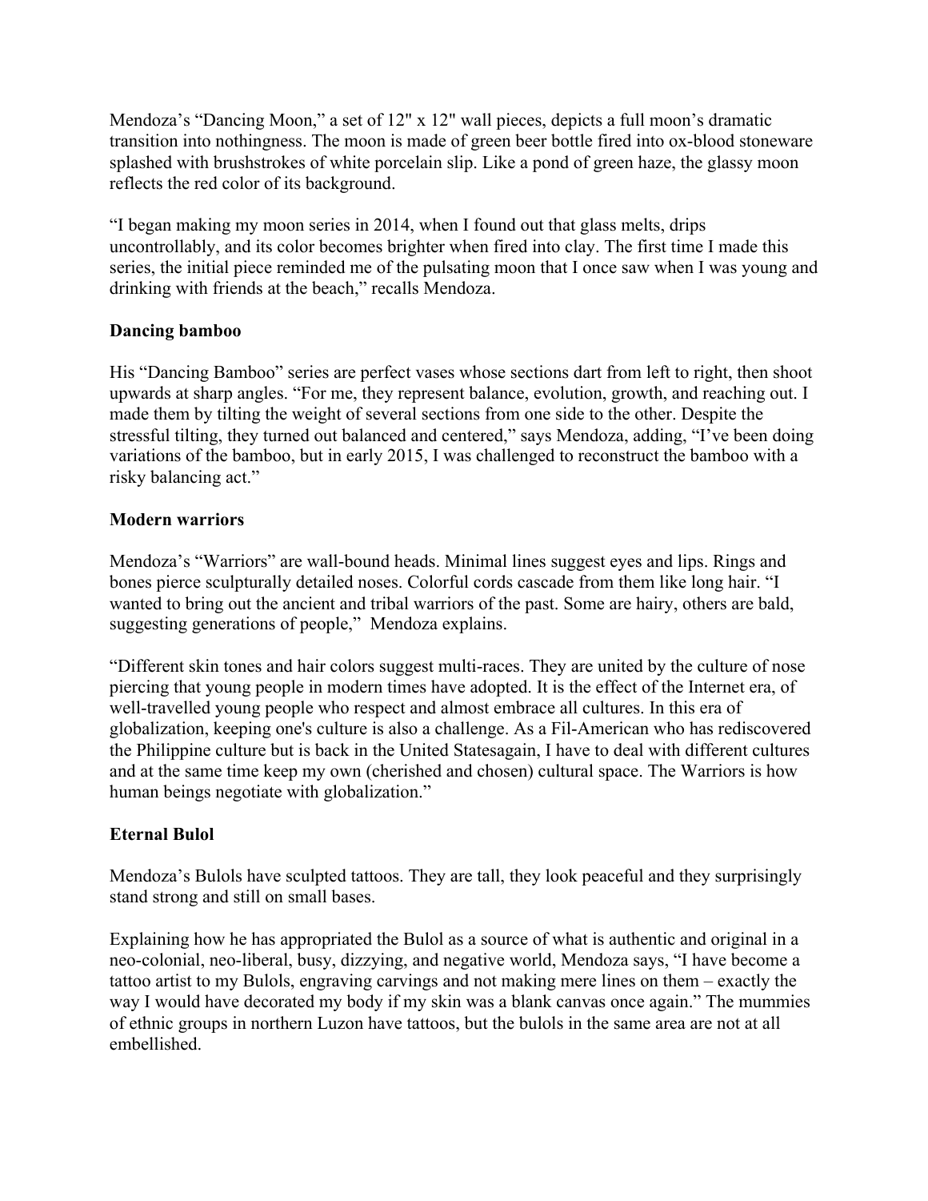Mendoza's "Dancing Moon," a set of 12" x 12" wall pieces, depicts a full moon's dramatic transition into nothingness. The moon is made of green beer bottle fired into ox-blood stoneware splashed with brushstrokes of white porcelain slip. Like a pond of green haze, the glassy moon reflects the red color of its background.

"I began making my moon series in 2014, when I found out that glass melts, drips uncontrollably, and its color becomes brighter when fired into clay. The first time I made this series, the initial piece reminded me of the pulsating moon that I once saw when I was young and drinking with friends at the beach," recalls Mendoza.

**Dancing bamboo**

His "Dancing Bamboo" series are perfect vases whose sections dart from left to right, then shoot upwards at sharp angles. "For me, they represent balance, evolution, growth, and reaching out. I made them by tilting the weight of several sections from one side to the other. Despite the stressful tilting, they turned out balanced and centered," says Mendoza, adding, "I've been doing variations of the bamboo, but in early 2015, I was challenged to reconstruct the bamboo with a risky balancing act."

**Modern warriors**

Mendoza's "Warriors" are wall-bound heads. Minimal lines suggest eyes and lips. Rings and bones pierce sculpturally detailed noses. Colorful cords cascade from them like long hair. "I wanted to bring out the ancient and tribal warriors of the past. Some are hairy, others are bald, suggesting generations of people," Mendoza explains.

"Different skin tones and hair colors suggest multi-races. They are united by the culture of nose piercing that young people in modern times have adopted. It is the effect of the Internet era, of well-travelled young people who respect and almost embrace all cultures. In this era of globalization, keeping one's culture is also a challenge. As a Fil-American who has rediscovered the Philippine culture but is back in the United Statesagain, I have to deal with different cultures and at the same time keep my own (cherished and chosen) cultural space. The Warriors is how human beings negotiate with globalization."

**Eternal Bulol**

Mendoza's Bulols have sculpted tattoos. They are tall, they look peaceful and they surprisingly stand strong and still on small bases.

Explaining how he has appropriated the Bulol as a source of what is authentic and original in a neo-colonial, neo-liberal, busy, dizzying, and negative world, Mendoza says, "I have become a tattoo artist to my Bulols, engraving carvings and not making mere lines on them – exactly the way I would have decorated my body if my skin was a blank canvas once again." The mummies of ethnic groups in northern Luzon have tattoos, but the bulols in the same area are not at all embellished.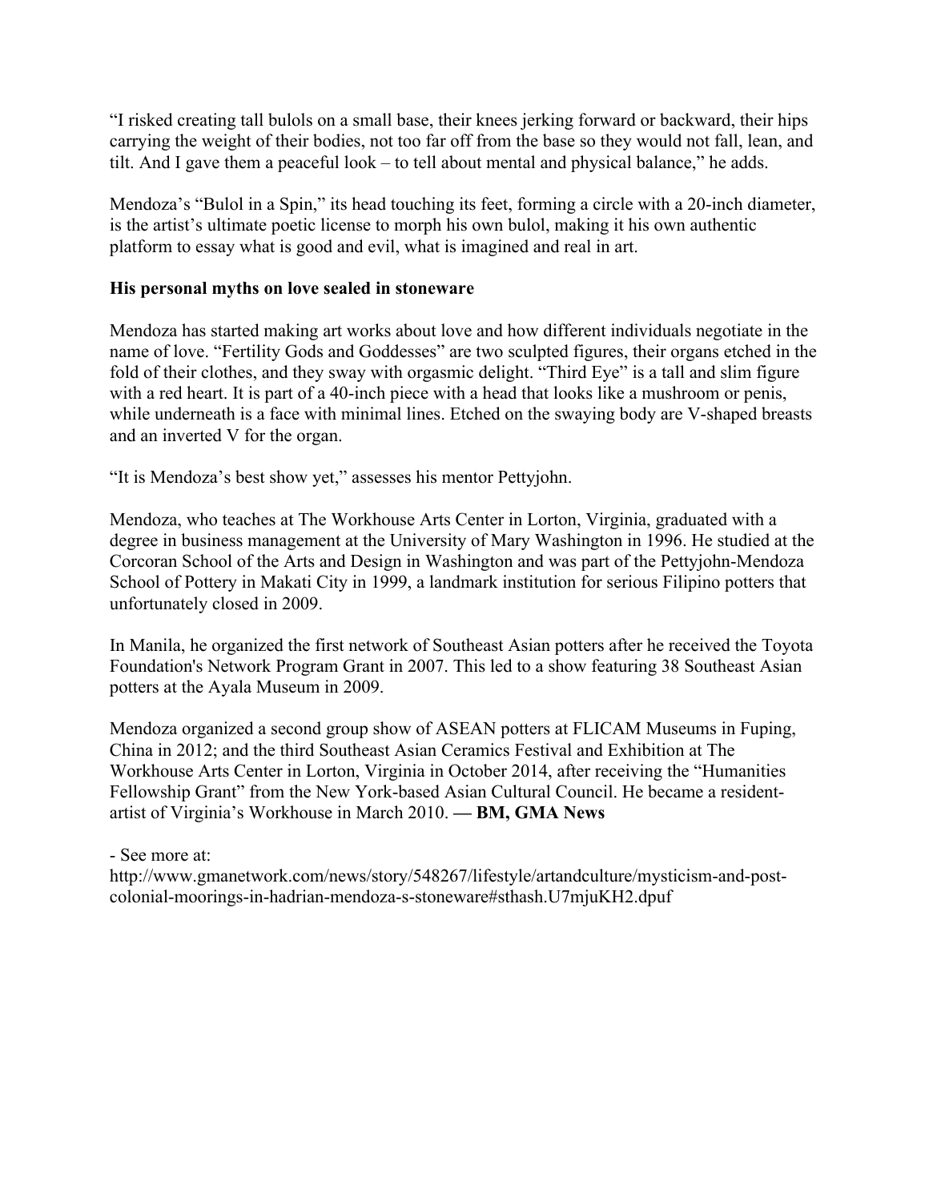"I risked creating tall bulols on a small base, their knees jerking forward or backward, their hips carrying the weight of their bodies, not too far off from the base so they would not fall, lean, and tilt. And I gave them a peaceful look – to tell about mental and physical balance," he adds.

Mendoza's "Bulol in a Spin," its head touching its feet, forming a circle with a 20-inch diameter, is the artist's ultimate poetic license to morph his own bulol, making it his own authentic platform to essay what is good and evil, what is imagined and real in art.

**His personal myths on love sealed in stoneware**

Mendoza has started making art works about love and how different individuals negotiate in the name of love. "Fertility Gods and Goddesses" are two sculpted figures, their organs etched in the fold of their clothes, and they sway with orgasmic delight. "Third Eye" is a tall and slim figure with a red heart. It is part of a 40-inch piece with a head that looks like a mushroom or penis, while underneath is a face with minimal lines. Etched on the swaying body are V-shaped breasts and an inverted V for the organ.

"It is Mendoza's best show yet," assesses his mentor Pettyjohn.

Mendoza, who teaches at The Workhouse Arts Center in Lorton, Virginia, graduated with a degree in business management at the University of Mary Washington in 1996. He studied at the Corcoran School of the Arts and Design in Washington and was part of the Pettyjohn-Mendoza School of Pottery in Makati City in 1999, a landmark institution for serious Filipino potters that unfortunately closed in 2009.

In Manila, he organized the first network of Southeast Asian potters after he received the Toyota Foundation's Network Program Grant in 2007. This led to a show featuring 38 Southeast Asian potters at the Ayala Museum in 2009.

Mendoza organized a second group show of ASEAN potters at FLICAM Museums in Fuping, China in 2012; and the third Southeast Asian Ceramics Festival and Exhibition at The Workhouse Arts Center in Lorton, Virginia in October 2014, after receiving the "Humanities Fellowship Grant" from the New York-based Asian Cultural Council. He became a resident-artist of Virginia's Workhouse in March 2010. **— BM, GMA News**

- See more at: http://www.gmanetwork.com/news/story/548267/lifestyle/artandculture/mysticism-and-post-colonial-moorings-in-hadrian-mendoza-s-stoneware#sthash.U7mjuKH2.dpuf